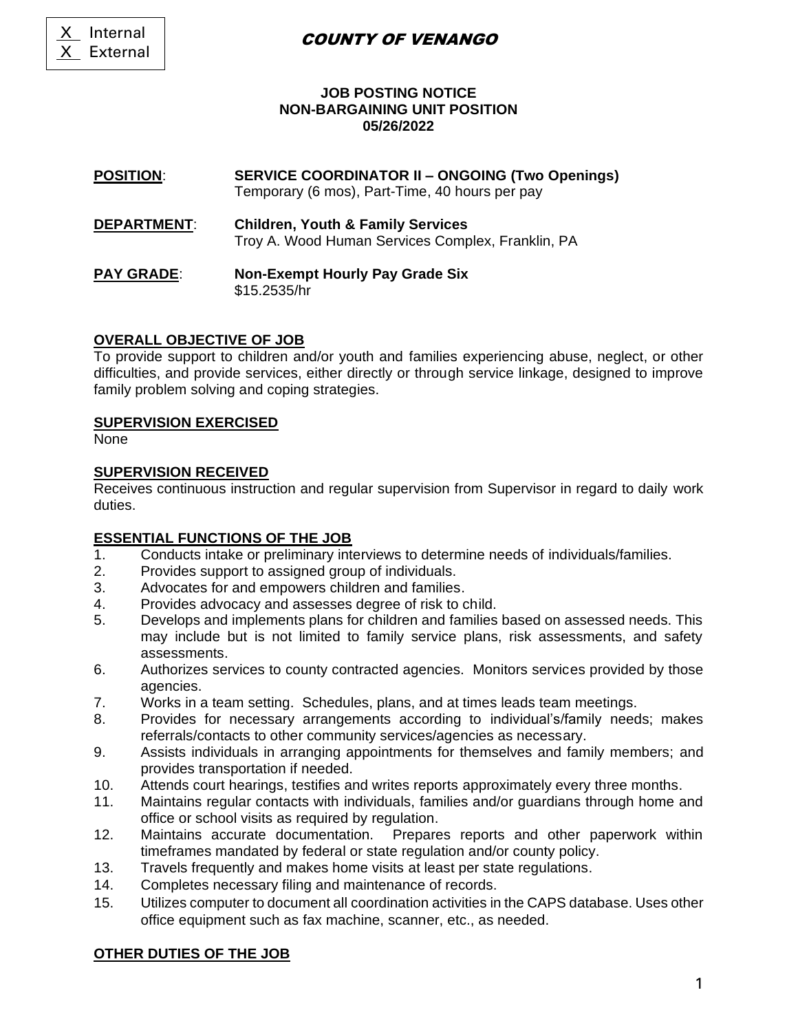X Internal
X External

# COUNTY OF VENANGO

**JOB POSTING NOTICE**
**NON-BARGAINING UNIT POSITION**
**05/26/2022**

**POSITION**: **SERVICE COORDINATOR II – ONGOING (Two Openings)**
Temporary (6 mos), Part-Time, 40 hours per pay

**DEPARTMENT**: **Children, Youth & Family Services**
Troy A. Wood Human Services Complex, Franklin, PA

**PAY GRADE**: **Non-Exempt Hourly Pay Grade Six**
$15.2535/hr

## OVERALL OBJECTIVE OF JOB

To provide support to children and/or youth and families experiencing abuse, neglect, or other difficulties, and provide services, either directly or through service linkage, designed to improve family problem solving and coping strategies.

## SUPERVISION EXERCISED

None

## SUPERVISION RECEIVED

Receives continuous instruction and regular supervision from Supervisor in regard to daily work duties.

## ESSENTIAL FUNCTIONS OF THE JOB

1. Conducts intake or preliminary interviews to determine needs of individuals/families.
2. Provides support to assigned group of individuals.
3. Advocates for and empowers children and families.
4. Provides advocacy and assesses degree of risk to child.
5. Develops and implements plans for children and families based on assessed needs. This may include but is not limited to family service plans, risk assessments, and safety assessments.
6. Authorizes services to county contracted agencies. Monitors services provided by those agencies.
7. Works in a team setting. Schedules, plans, and at times leads team meetings.
8. Provides for necessary arrangements according to individual's/family needs; makes referrals/contacts to other community services/agencies as necessary.
9. Assists individuals in arranging appointments for themselves and family members; and provides transportation if needed.
10. Attends court hearings, testifies and writes reports approximately every three months.
11. Maintains regular contacts with individuals, families and/or guardians through home and office or school visits as required by regulation.
12. Maintains accurate documentation. Prepares reports and other paperwork within timeframes mandated by federal or state regulation and/or county policy.
13. Travels frequently and makes home visits at least per state regulations.
14. Completes necessary filing and maintenance of records.
15. Utilizes computer to document all coordination activities in the CAPS database. Uses other office equipment such as fax machine, scanner, etc., as needed.

## OTHER DUTIES OF THE JOB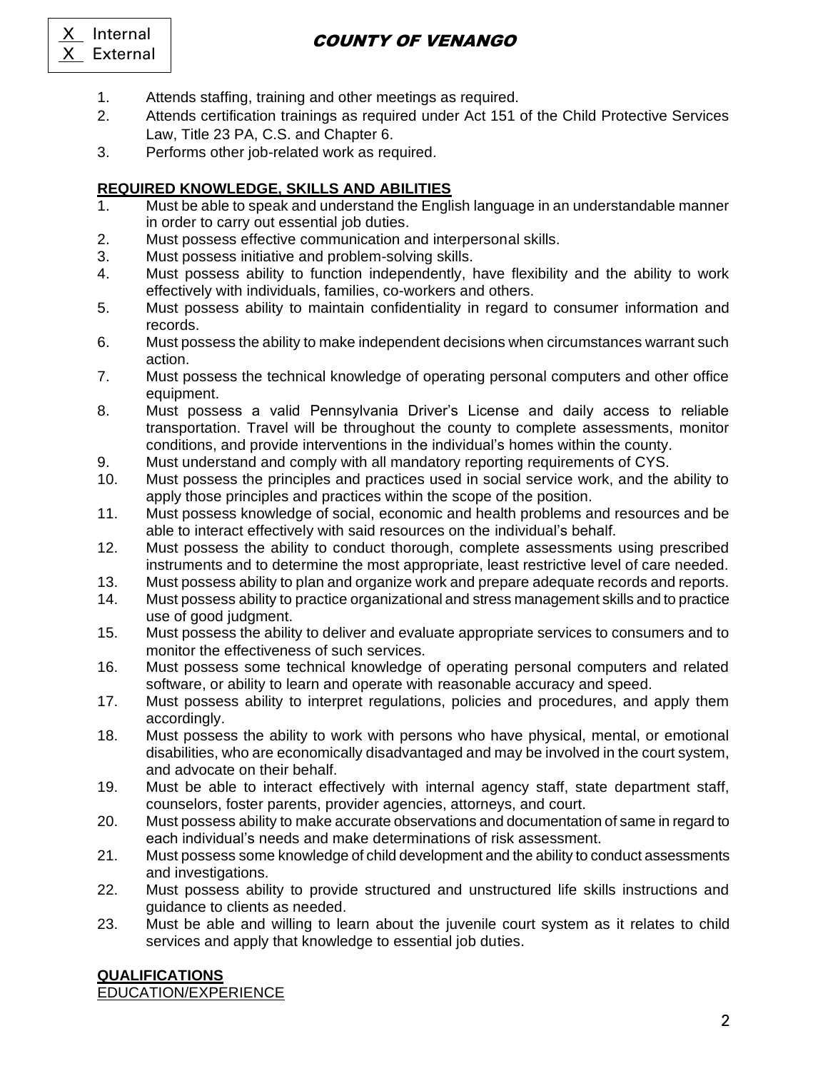X Internal
X External

1. Attends staffing, training and other meetings as required.
2. Attends certification trainings as required under Act 151 of the Child Protective Services Law, Title 23 PA, C.S. and Chapter 6.
3. Performs other job-related work as required.

**REQUIRED KNOWLEDGE, SKILLS AND ABILITIES**

1. Must be able to speak and understand the English language in an understandable manner in order to carry out essential job duties.
2. Must possess effective communication and interpersonal skills.
3. Must possess initiative and problem-solving skills.
4. Must possess ability to function independently, have flexibility and the ability to work effectively with individuals, families, co-workers and others.
5. Must possess ability to maintain confidentiality in regard to consumer information and records.
6. Must possess the ability to make independent decisions when circumstances warrant such action.
7. Must possess the technical knowledge of operating personal computers and other office equipment.
8. Must possess a valid Pennsylvania Driver's License and daily access to reliable transportation. Travel will be throughout the county to complete assessments, monitor conditions, and provide interventions in the individual's homes within the county.
9. Must understand and comply with all mandatory reporting requirements of CYS.
10. Must possess the principles and practices used in social service work, and the ability to apply those principles and practices within the scope of the position.
11. Must possess knowledge of social, economic and health problems and resources and be able to interact effectively with said resources on the individual's behalf.
12. Must possess the ability to conduct thorough, complete assessments using prescribed instruments and to determine the most appropriate, least restrictive level of care needed.
13. Must possess ability to plan and organize work and prepare adequate records and reports.
14. Must possess ability to practice organizational and stress management skills and to practice use of good judgment.
15. Must possess the ability to deliver and evaluate appropriate services to consumers and to monitor the effectiveness of such services.
16. Must possess some technical knowledge of operating personal computers and related software, or ability to learn and operate with reasonable accuracy and speed.
17. Must possess ability to interpret regulations, policies and procedures, and apply them accordingly.
18. Must possess the ability to work with persons who have physical, mental, or emotional disabilities, who are economically disadvantaged and may be involved in the court system, and advocate on their behalf.
19. Must be able to interact effectively with internal agency staff, state department staff, counselors, foster parents, provider agencies, attorneys, and court.
20. Must possess ability to make accurate observations and documentation of same in regard to each individual's needs and make determinations of risk assessment.
21. Must possess some knowledge of child development and the ability to conduct assessments and investigations.
22. Must possess ability to provide structured and unstructured life skills instructions and guidance to clients as needed.
23. Must be able and willing to learn about the juvenile court system as it relates to child services and apply that knowledge to essential job duties.

**QUALIFICATIONS**

EDUCATION/EXPERIENCE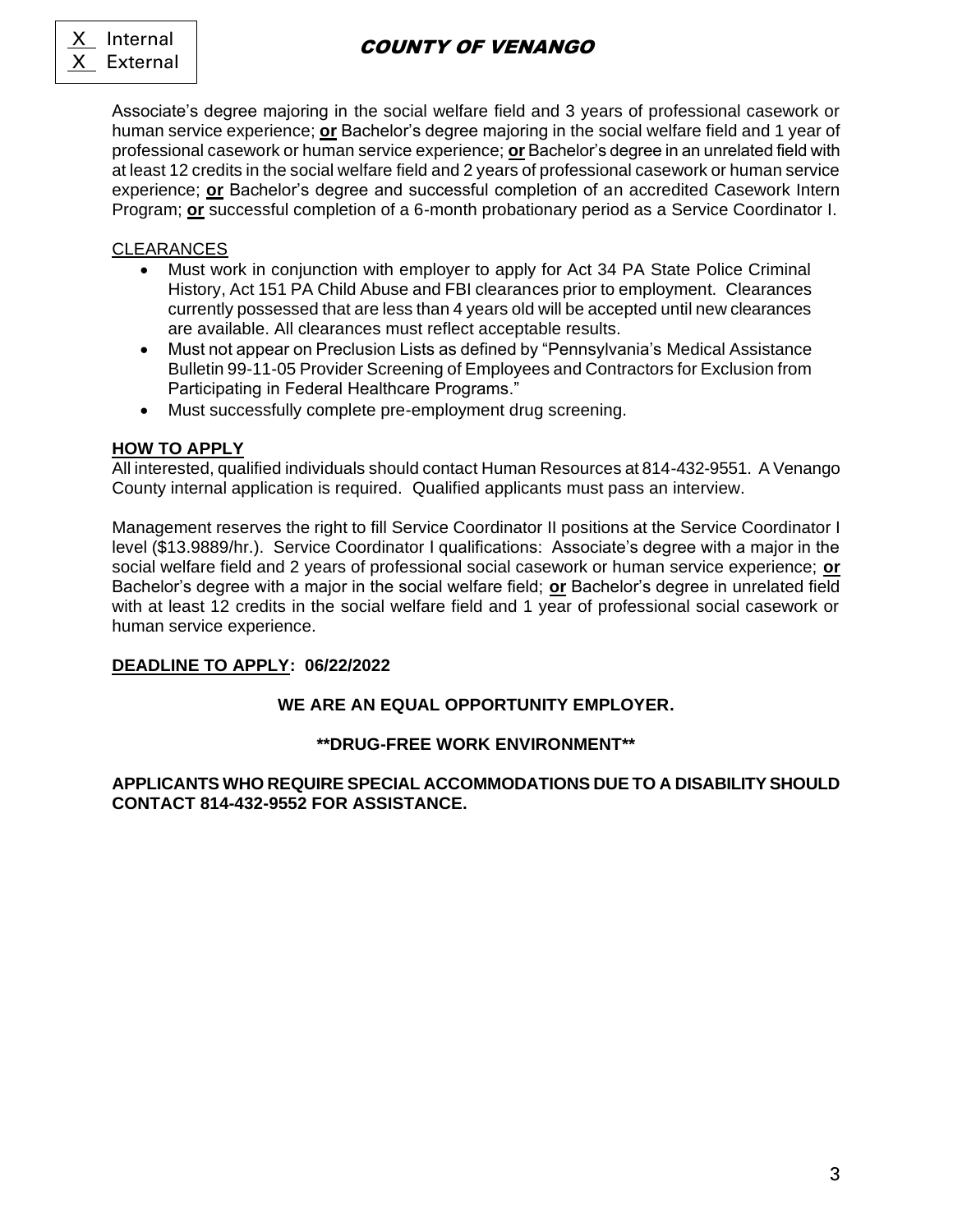X Internal
X External

# COUNTY OF VENANGO

Associate's degree majoring in the social welfare field and 3 years of professional casework or human service experience; **or** Bachelor's degree majoring in the social welfare field and 1 year of professional casework or human service experience; **or** Bachelor's degree in an unrelated field with at least 12 credits in the social welfare field and 2 years of professional casework or human service experience; **or** Bachelor's degree and successful completion of an accredited Casework Intern Program; **or** successful completion of a 6-month probationary period as a Service Coordinator I.

CLEARANCES

- Must work in conjunction with employer to apply for Act 34 PA State Police Criminal History, Act 151 PA Child Abuse and FBI clearances prior to employment. Clearances currently possessed that are less than 4 years old will be accepted until new clearances are available. All clearances must reflect acceptable results.
- Must not appear on Preclusion Lists as defined by "Pennsylvania's Medical Assistance Bulletin 99-11-05 Provider Screening of Employees and Contractors for Exclusion from Participating in Federal Healthcare Programs."
- Must successfully complete pre-employment drug screening.

**HOW TO APPLY**

All interested, qualified individuals should contact Human Resources at 814-432-9551. A Venango County internal application is required. Qualified applicants must pass an interview.

Management reserves the right to fill Service Coordinator II positions at the Service Coordinator I level ($13.9889/hr.). Service Coordinator I qualifications: Associate's degree with a major in the social welfare field and 2 years of professional social casework or human service experience; **or** Bachelor's degree with a major in the social welfare field; **or** Bachelor's degree in unrelated field with at least 12 credits in the social welfare field and 1 year of professional social casework or human service experience.

**DEADLINE TO APPLY: 06/22/2022**

**WE ARE AN EQUAL OPPORTUNITY EMPLOYER.**

**\*\*DRUG-FREE WORK ENVIRONMENT\*\***

**APPLICANTS WHO REQUIRE SPECIAL ACCOMMODATIONS DUE TO A DISABILITY SHOULD CONTACT 814-432-9552 FOR ASSISTANCE.**